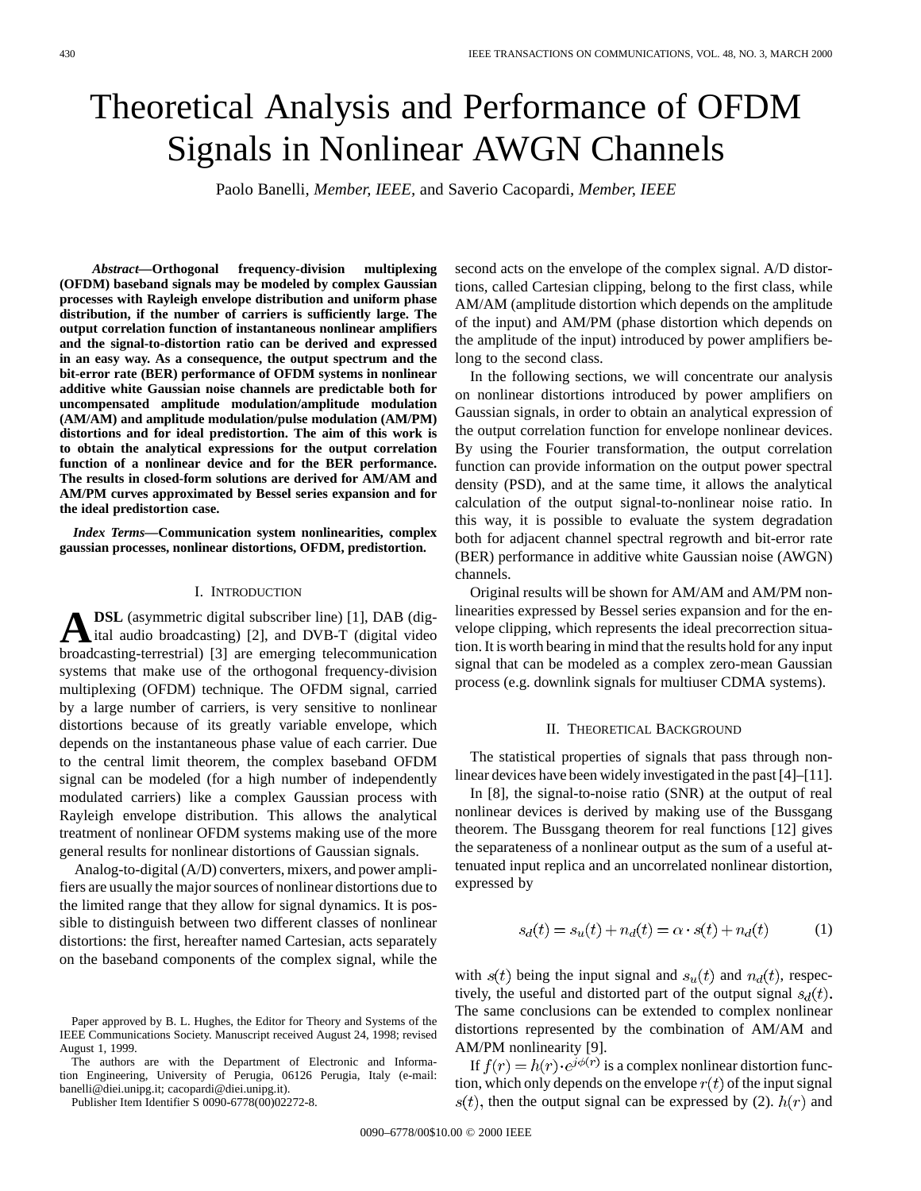# Theoretical Analysis and Performance of OFDM Signals in Nonlinear AWGN Channels

Paolo Banelli, *Member, IEEE,* and Saverio Cacopardi, *Member, IEEE*

***Abstract*—Orthogonal frequency-division multiplexing (OFDM) baseband signals may be modeled by complex Gaussian processes with Rayleigh envelope distribution and uniform phase distribution, if the number of carriers is sufficiently large. The output correlation function of instantaneous nonlinear amplifiers and the signal-to-distortion ratio can be derived and expressed in an easy way. As a consequence, the output spectrum and the bit-error rate (BER) performance of OFDM systems in nonlinear additive white Gaussian noise channels are predictable both for uncompensated amplitude modulation/amplitude modulation (AM/AM) and amplitude modulation/pulse modulation (AM/PM) distortions and for ideal predistortion. The aim of this work is to obtain the analytical expressions for the output correlation function of a nonlinear device and for the BER performance. The results in closed-form solutions are derived for AM/AM and AM/PM curves approximated by Bessel series expansion and for the ideal predistortion case.**

***Index Terms*—Communication system nonlinearities, complex gaussian processes, nonlinear distortions, OFDM, predistortion.**

## I. Introduction

**ADSL** (asymmetric digital subscriber line) [1], DAB (digital audio broadcasting) [2], and DVB-T (digital video broadcasting-terrestrial) [3] are emerging telecommunication systems that make use of the orthogonal frequency-division multiplexing (OFDM) technique. The OFDM signal, carried by a large number of carriers, is very sensitive to nonlinear distortions because of its greatly variable envelope, which depends on the instantaneous phase value of each carrier. Due to the central limit theorem, the complex baseband OFDM signal can be modeled (for a high number of independently modulated carriers) like a complex Gaussian process with Rayleigh envelope distribution. This allows the analytical treatment of nonlinear OFDM systems making use of the more general results for nonlinear distortions of Gaussian signals.

Analog-to-digital (A/D) converters, mixers, and power amplifiers are usually the major sources of nonlinear distortions due to the limited range that they allow for signal dynamics. It is possible to distinguish between two different classes of nonlinear distortions: the first, hereafter named Cartesian, acts separately on the baseband components of the complex signal, while the second acts on the envelope of the complex signal. A/D distortions, called Cartesian clipping, belong to the first class, while AM/AM (amplitude distortion which depends on the amplitude of the input) and AM/PM (phase distortion which depends on the amplitude of the input) introduced by power amplifiers belong to the second class.

In the following sections, we will concentrate our analysis on nonlinear distortions introduced by power amplifiers on Gaussian signals, in order to obtain an analytical expression of the output correlation function for envelope nonlinear devices. By using the Fourier transformation, the output correlation function can provide information on the output power spectral density (PSD), and at the same time, it allows the analytical calculation of the output signal-to-nonlinear noise ratio. In this way, it is possible to evaluate the system degradation both for adjacent channel spectral regrowth and bit-error rate (BER) performance in additive white Gaussian noise (AWGN) channels.

Original results will be shown for AM/AM and AM/PM nonlinearities expressed by Bessel series expansion and for the envelope clipping, which represents the ideal precorrection situation. It is worth bearing in mind that the results hold for any input signal that can be modeled as a complex zero-mean Gaussian process (e.g. downlink signals for multiuser CDMA systems).

## II. Theoretical Background

The statistical properties of signals that pass through nonlinear devices have been widely investigated in the past [4]–[11].

In [8], the signal-to-noise ratio (SNR) at the output of real nonlinear devices is derived by making use of the Bussgang theorem. The Bussgang theorem for real functions [12] gives the separateness of a nonlinear output as the sum of a useful attenuated input replica and an uncorrelated nonlinear distortion, expressed by

$$s_d(t) = s_u(t) + n_d(t) = \alpha \cdot s(t) + n_d(t) \tag{1}$$

with $s(t)$ being the input signal and $s_u(t)$ and $n_d(t)$, respectively, the useful and distorted part of the output signal $s_d(t)$. The same conclusions can be extended to complex nonlinear distortions represented by the combination of AM/AM and AM/PM nonlinearity [9].

If $f(r) = h(r) \cdot e^{j\phi(r)}$ is a complex nonlinear distortion function, which only depends on the envelope $r(t)$ of the input signal $s(t)$, then the output signal can be expressed by (2). $h(r)$ and

Paper approved by B. L. Hughes, the Editor for Theory and Systems of the IEEE Communications Society. Manuscript received August 24, 1998; revised August 1, 1999.

The authors are with the Department of Electronic and Information Engineering, University of Perugia, 06126 Perugia, Italy (e-mail: banelli@diei.unipg.it; cacopardi@diei.unipg.it).

Publisher Item Identifier S 0090-6778(00)02272-8.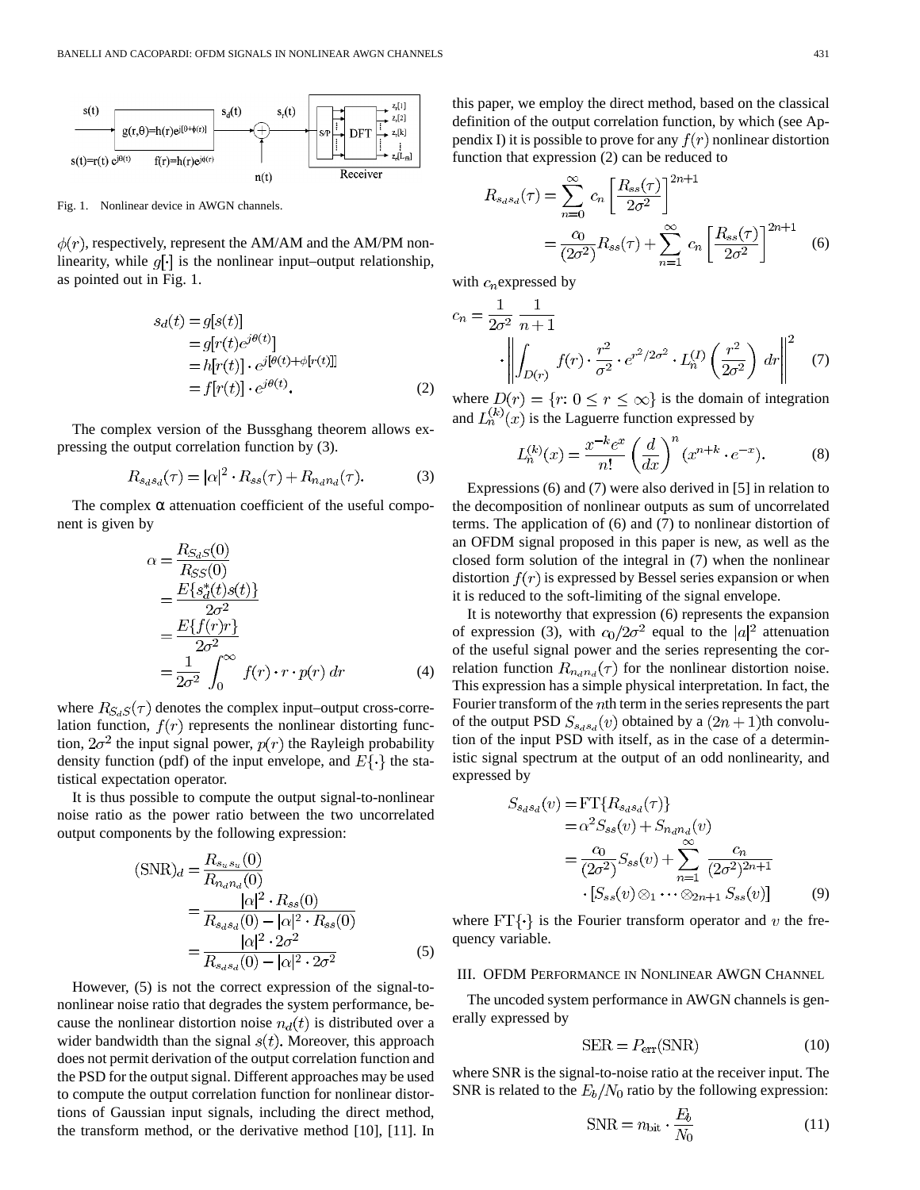Fig. 1. Nonlinear device in AWGN channels.

$\phi(r)$, respectively, represent the AM/AM and the AM/PM nonlinearity, while $g[\cdot]$ is the nonlinear input–output relationship, as pointed out in Fig. 1.

$$
\begin{aligned}
s_d(t) &= g[s(t)] \\
&= g[r(t)e^{j\theta(t)}] \\
&= h[r(t)] \cdot e^{j[\theta(t)+\phi[r(t)]]} \\
&= f[r(t)] \cdot e^{j\theta(t)}.
\end{aligned} \tag{2}
$$

The complex version of the Bussghang theorem allows expressing the output correlation function by (3).

$$
R_{s_d s_d}(\tau) = |\alpha|^2 \cdot R_{ss}(\tau) + R_{n_d n_d}(\tau). \tag{3}
$$

The complex $\alpha$ attenuation coefficient of the useful component is given by

$$
\begin{aligned}
\alpha &= \frac{R_{S_d S}(0)}{R_{SS}(0)} \\
&= \frac{E\{s_d^*(t)s(t)\}}{2\sigma^2} \\
&= \frac{E\{f(r)r\}}{2\sigma^2} \\
&= \frac{1}{2\sigma^2} \int_0^\infty f(r) \cdot r \cdot p(r)\, dr
\end{aligned} \tag{4}
$$

where $R_{S_d S}(\tau)$ denotes the complex input–output cross-correlation function, $f(r)$ represents the nonlinear distorting function, $2\sigma^2$ the input signal power, $p(r)$ the Rayleigh probability density function (pdf) of the input envelope, and $E\{\cdot\}$ the statistical expectation operator.

It is thus possible to compute the output signal-to-nonlinear noise ratio as the power ratio between the two uncorrelated output components by the following expression:

$$
\begin{aligned}
(\mathrm{SNR})_d &= \frac{R_{s_u s_u}(0)}{R_{n_d n_d}(0)} \\
&= \frac{|\alpha|^2 \cdot R_{ss}(0)}{R_{s_d s_d}(0) - |\alpha|^2 \cdot R_{ss}(0)} \\
&= \frac{|\alpha|^2 \cdot 2\sigma^2}{R_{s_d s_d}(0) - |\alpha|^2 \cdot 2\sigma^2}
\end{aligned} \tag{5}
$$

However, (5) is not the correct expression of the signal-to-nonlinear noise ratio that degrades the system performance, because the nonlinear distortion noise $n_d(t)$ is distributed over a wider bandwidth than the signal $s(t)$. Moreover, this approach does not permit derivation of the output correlation function and the PSD for the output signal. Different approaches may be used to compute the output correlation function for nonlinear distortions of Gaussian input signals, including the direct method, the transform method, or the derivative method [10], [11]. In this paper, we employ the direct method, based on the classical definition of the output correlation function, by which (see Appendix I) it is possible to prove for any $f(r)$ nonlinear distortion function that expression (2) can be reduced to

$$
\begin{aligned}
R_{s_d s_d}(\tau) &= \sum_{n=0}^{\infty} c_n \left[\frac{R_{ss}(\tau)}{2\sigma^2}\right]^{2n+1} \\
&= \frac{c_0}{(2\sigma^2)} R_{ss}(\tau) + \sum_{n=1}^{\infty} c_n \left[\frac{R_{ss}(\tau)}{2\sigma^2}\right]^{2n+1}
\end{aligned} \tag{6}
$$

with $c_n$ expressed by

$$
c_n = \frac{1}{2\sigma^2}\,\frac{1}{n+1} \cdot \left\| \int_{D(r)} f(r) \cdot \frac{r^2}{\sigma^2} \cdot e^{r^2/2\sigma^2} \cdot L_n^{(I)}\left(\frac{r^2}{2\sigma^2}\right) dr \right\|^2 \tag{7}
$$

where $D(r) = \{r\colon 0 \le r \le \infty\}$ is the domain of integration and $L_n^{(k)}(x)$ is the Laguerre function expressed by

$$
L_n^{(k)}(x) = \frac{x^{-k}e^x}{n!}\left(\frac{d}{dx}\right)^n (x^{n+k} \cdot e^{-x}). \tag{8}
$$

Expressions (6) and (7) were also derived in [5] in relation to the decomposition of nonlinear outputs as sum of uncorrelated terms. The application of (6) and (7) to nonlinear distortion of an OFDM signal proposed in this paper is new, as well as the closed form solution of the integral in (7) when the nonlinear distortion $f(r)$ is expressed by Bessel series expansion or when it is reduced to the soft-limiting of the signal envelope.

It is noteworthy that expression (6) represents the expansion of expression (3), with $c_0/2\sigma^2$ equal to the $|a|^2$ attenuation of the useful signal power and the series representing the correlation function $R_{n_d n_d}(\tau)$ for the nonlinear distortion noise. This expression has a simple physical interpretation. In fact, the Fourier transform of the $n$th term in the series represents the part of the output PSD $S_{s_d s_d}(v)$ obtained by a $(2n+1)$th convolution of the input PSD with itself, as in the case of a deterministic signal spectrum at the output of an odd nonlinearity, and expressed by

$$
\begin{aligned}
S_{s_d s_d}(v) &= \mathrm{FT}\{R_{s_d s_d}(\tau)\} \\
&= \alpha^2 S_{ss}(v) + S_{n_d n_d}(v) \\
&= \frac{c_0}{(2\sigma^2)} S_{ss}(v) + \sum_{n=1}^{\infty} \frac{c_n}{(2\sigma^2)^{2n+1}} \\
&\quad \cdot [S_{ss}(v) \otimes_1 \cdots \otimes_{2n+1} S_{ss}(v)]
\end{aligned} \tag{9}
$$

where $\mathrm{FT}\{\cdot\}$ is the Fourier transform operator and $v$ the frequency variable.

## III. OFDM Performance in Nonlinear AWGN Channel

The uncoded system performance in AWGN channels is generally expressed by

$$
\mathrm{SER} = P_{\mathrm{err}}(\mathrm{SNR}) \tag{10}
$$

where SNR is the signal-to-noise ratio at the receiver input. The SNR is related to the $E_b/N_0$ ratio by the following expression:

$$
\mathrm{SNR} = n_{\mathrm{bit}} \cdot \frac{E_b}{N_0} \tag{11}
$$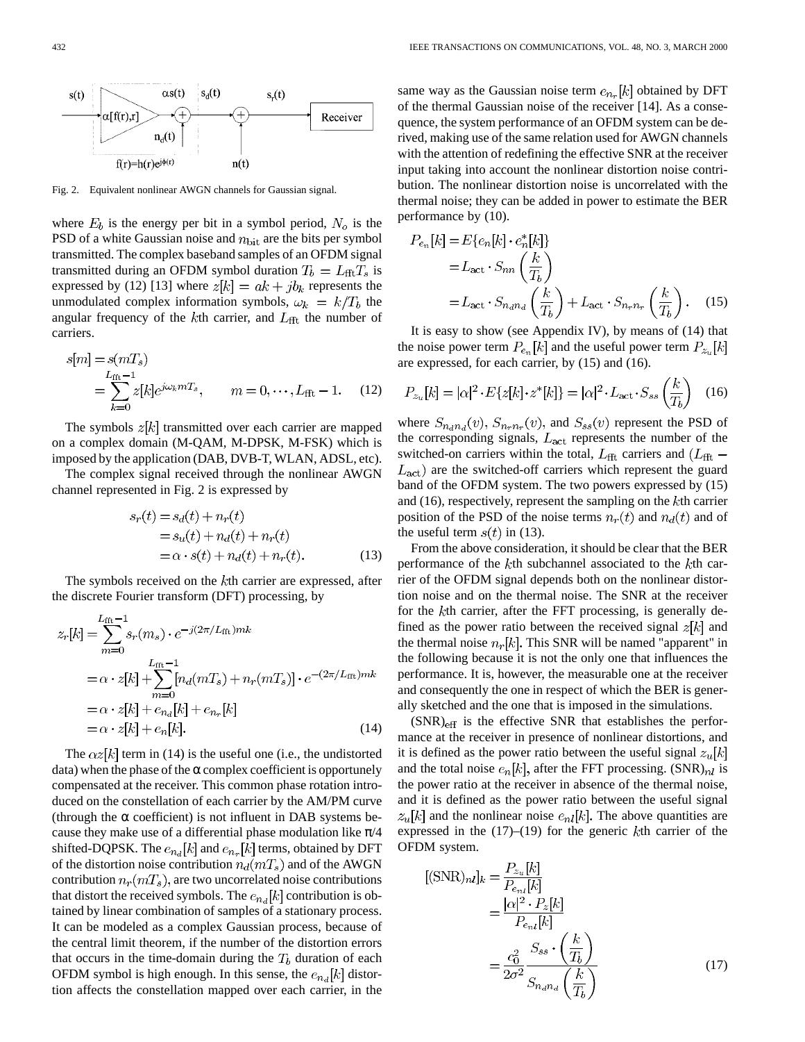Fig. 2. Equivalent nonlinear AWGN channels for Gaussian signal.

where $E_b$ is the energy per bit in a symbol period, $N_o$ is the PSD of a white Gaussian noise and $n_{\rm bit}$ are the bits per symbol transmitted. The complex baseband samples of an OFDM signal transmitted during an OFDM symbol duration $T_b = L_{\rm fft} T_s$ is expressed by (12) [13] where $z[k] = ak + jb_k$ represents the unmodulated complex information symbols, $\omega_k = k/T_b$ the angular frequency of the $k$th carrier, and $L_{\rm fft}$ the number of carriers.

$$
\begin{aligned}
s[m] &= s(mT_s) \\
&= \sum_{k=0}^{L_{\rm fft}-1} z[k] e^{j\omega_k m T_s}, \qquad m = 0, \cdots, L_{\rm fft}-1. \qquad (12)
\end{aligned}
$$

The symbols $z[k]$ transmitted over each carrier are mapped on a complex domain (M-QAM, M-DPSK, M-FSK) which is imposed by the application (DAB, DVB-T, WLAN, ADSL, etc).

The complex signal received through the nonlinear AWGN channel represented in Fig. 2 is expressed by

$$
\begin{aligned}
s_r(t) &= s_d(t) + n_r(t) \\
&= s_u(t) + n_d(t) + n_r(t) \\
&= \alpha \cdot s(t) + n_d(t) + n_r(t). \qquad (13)
\end{aligned}
$$

The symbols received on the $k$th carrier are expressed, after the discrete Fourier transform (DFT) processing, by

$$
\begin{aligned}
z_r[k] &= \sum_{m=0}^{L_{\rm fft}-1} s_r(m_s) \cdot e^{-j(2\pi/L_{\rm fft})mk} \\
&= \alpha \cdot z[k] + \sum_{m=0}^{L_{\rm fft}-1} [n_d(mT_s) + n_r(mT_s)] \cdot e^{-(2\pi/L_{\rm fft})mk} \\
&= \alpha \cdot z[k] + e_{n_d}[k] + e_{n_r}[k] \\
&= \alpha \cdot z[k] + e_n[k]. \qquad (14)
\end{aligned}
$$

The $\alpha z[k]$ term in (14) is the useful one (i.e., the undistorted data) when the phase of the $\alpha$ complex coefficient is opportunely compensated at the receiver. This common phase rotation introduced on the constellation of each carrier by the AM/PM curve (through the $\alpha$ coefficient) is not influent in DAB systems because they make use of a differential phase modulation like $\pi/4$ shifted-DQPSK. The $e_{n_d}[k]$ and $e_{n_r}[k]$ terms, obtained by DFT of the distortion noise contribution $n_d(mT_s)$ and of the AWGN contribution $n_r(mT_s)$, are two uncorrelated noise contributions that distort the received symbols. The $e_{n_d}[k]$ contribution is obtained by linear combination of samples of a stationary process. It can be modeled as a complex Gaussian process, because of the central limit theorem, if the number of the distortion errors that occurs in the time-domain during the $T_b$ duration of each OFDM symbol is high enough. In this sense, the $e_{n_d}[k]$ distortion affects the constellation mapped over each carrier, in the same way as the Gaussian noise term $e_{n_r}[k]$ obtained by DFT of the thermal Gaussian noise of the receiver [14]. As a consequence, the system performance of an OFDM system can be derived, making use of the same relation used for AWGN channels with the attention of redefining the effective SNR at the receiver input taking into account the nonlinear distortion noise contribution. The nonlinear distortion noise is uncorrelated with the thermal noise; they can be added in power to estimate the BER performance by (10).

$$
\begin{aligned}
P_{e_n}[k] &= E\{e_n[k] \cdot e_n^*[k]\} \\
&= L_{\rm act} \cdot S_{nn}\left(\frac{k}{T_b}\right) \\
&= L_{\rm act} \cdot S_{n_d n_d}\left(\frac{k}{T_b}\right) + L_{\rm act} \cdot S_{n_r n_r}\left(\frac{k}{T_b}\right). \qquad (15)
\end{aligned}
$$

It is easy to show (see Appendix IV), by means of (14) that the noise power term $P_{e_n}[k]$ and the useful power term $P_{z_u}[k]$ are expressed, for each carrier, by (15) and (16).

$$
P_{z_u}[k] = |\alpha|^2 \cdot E\{z[k] \cdot z^*[k]\} = |\alpha|^2 \cdot L_{\rm act} \cdot S_{ss}\left(\frac{k}{T_b}\right) \qquad (16)
$$

where $S_{n_d n_d}(v)$, $S_{n_r n_r}(v)$, and $S_{ss}(v)$ represent the PSD of the corresponding signals, $L_{\rm act}$ represents the number of the switched-on carriers within the total, $L_{\rm fft}$ carriers and $(L_{\rm fft} - L_{\rm act})$ are the switched-off carriers which represent the guard band of the OFDM system. The two powers expressed by (15) and (16), respectively, represent the sampling on the $k$th carrier position of the PSD of the noise terms $n_r(t)$ and $n_d(t)$ and of the useful term $s(t)$ in (13).

From the above consideration, it should be clear that the BER performance of the $k$th subchannel associated to the $k$th carrier of the OFDM signal depends both on the nonlinear distortion noise and on the thermal noise. The SNR at the receiver for the $k$th carrier, after the FFT processing, is generally defined as the power ratio between the received signal $z[k]$ and the thermal noise $n_r[k]$. This SNR will be named "apparent" in the following because it is not the only one that influences the performance. It is, however, the measurable one at the receiver and consequently the one in respect of which the BER is generally sketched and the one that is imposed in the simulations.

$({\rm SNR})_{\rm eff}$ is the effective SNR that establishes the performance at the receiver in presence of nonlinear distortions, and it is defined as the power ratio between the useful signal $z_u[k]$ and the total noise $e_n[k]$, after the FFT processing. $({\rm SNR})_{nl}$ is the power ratio at the receiver in absence of the thermal noise, and it is defined as the power ratio between the useful signal $z_u[k]$ and the nonlinear noise $e_{nl}[k]$. The above quantities are expressed in the (17)–(19) for the generic $k$th carrier of the OFDM system.

$$
\begin{aligned}
[({\rm SNR})_{nl}]_k &= \frac{P_{z_u}[k]}{P_{e_{nl}}[k]} \\
&= \frac{|\alpha|^2 \cdot P_z[k]}{P_{e_{nl}}[k]} \\
&= \frac{c_0^2}{2\sigma^2} \frac{S_{ss} \cdot \left(\frac{k}{T_b}\right)}{S_{n_d n_d}\left(\frac{k}{T_b}\right)} \qquad (17)
\end{aligned}
$$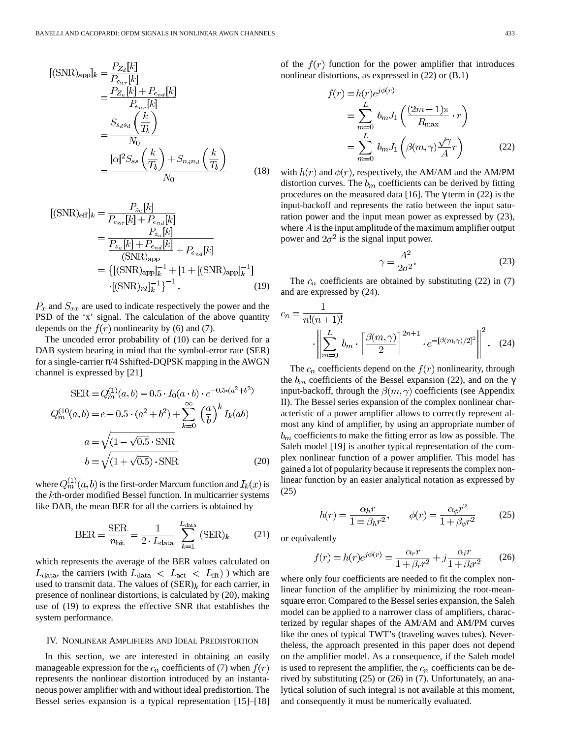$$
\begin{aligned}
[(\mathrm{SNR})_{\mathrm{app}}]_k &= \frac{P_{Z_d}[k]}{P_{e_{nr}}[k]} \\
&= \frac{P_{Z_u}[k] + P_{e_{nd}}[k]}{P_{e_{nr}}[k]} \\
&= \frac{S_{s_d s_d}\left(\frac{k}{T_b}\right)}{N_0} \\
&= \frac{|\alpha|^2 S_{ss}\left(\frac{k}{T_b}\right) + S_{n_d n_d}\left(\frac{k}{T_b}\right)}{N_0}
\end{aligned}
\tag{18}
$$

$$
\begin{aligned}
[(\mathrm{SNR})_{\mathrm{eff}}]_k &= \frac{P_{z_u}[k]}{P_{e_{nr}}[k] + P_{e_{nd}}[k]} \\
&= \frac{P_{z_u}[k]}{\frac{P_{z_u}[k] + P_{e_{nd}}[k]}{(\mathrm{SNR})_{\mathrm{app}}} + P_{e_{nd}}[k]} \\
&= \left\{[(\mathrm{SNR})_{\mathrm{app}}]_k^{-1} + [1 + [(\mathrm{SNR})_{\mathrm{app}}]_k^{-1}] \right. \\
&\quad \left. \cdot [(\mathrm{SNR})_{nl}]_k^{-1}\right\}^{-1}.
\end{aligned}
\tag{19}
$$

$P_x$ and $S_{xx}$ are used to indicate respectively the power and the PSD of the 'x' signal. The calculation of the above quantity depends on the $f(r)$ nonlinearity by (6) and (7).

The uncoded error probability of (10) can be derived for a DAB system bearing in mind that the symbol-error rate (SER) for a single-carrier π/4 Sshifted-DQPSK mapping in the AWGN channel is expressed by [21]

$$
\begin{aligned}
\mathrm{SER} &= Q_m^{(1)}(a,b) - 0.5 \cdot I_0(a \cdot b) \cdot e^{-0.5 \cdot (a^2 + b^2)} \\
Q_m^{(10}(a,b) &= e - 0.5 \cdot (a^2 + b^2) + \sum_{k=0}^{\infty} \left(\frac{a}{b}\right)^k I_k(ab) \\
a &= \sqrt{(1 - \sqrt{0.5} \cdot \mathrm{SNR}} \\
b &= \sqrt{(1 + \sqrt{0.5}) \cdot \mathrm{SNR}}
\end{aligned}
\tag{20}
$$

where $Q_m^{(1)}(a,b)$ is the first-order Marcum function and $I_k(x)$ is the $k$th-order modified Bessel function. In multicarrier systems like DAB, the mean BER for all the carriers is obtained by

$$
\mathrm{BER} = \frac{\mathrm{SER}}{n_{\mathrm{bit}}} = \frac{1}{2 \cdot L_{\mathrm{data}}} \sum_{k=1}^{L_{\mathrm{data}}} (\mathrm{SER})_k \tag{21}
$$

which represents the average of the BER values calculated on $L_{\mathrm{data}}$, the carriers (with $L_{\mathrm{data}} < L_{\mathrm{act}} < L_{\mathrm{fft}}$) ) which are used to transmit data. The values of $(\mathrm{SER})_k$ for each carrier, in presence of nonlinear distortions, is calculated by (20), making use of (19) to express the effective SNR that establishes the system performance.

## IV. Nonlinear Amplifiers and Ideal Predistortion

In this section, we are interested in obtaining an easily manageable expression for the $c_n$ coefficients of (7) when $f(r)$ represents the nonlinear distortion introduced by an instantaneous power amplifier with and without ideal predistortion. The Bessel series expansion is a typical representation [15]–[18] of the $f(r)$ function for the power amplifier that introduces nonlinear distortions, as expressed in (22) or (B.1)

$$
\begin{aligned}
f(r) &= h(r)e^{j\phi(r)} \\
&= \sum_{m=0}^{L} b_m J_1\left(\frac{(2m-1)\pi}{R_{\max}} \cdot r\right) \\
&= \sum_{m=0}^{L} b_m J_1\left(\beta(m,\gamma)\frac{\sqrt{\gamma}}{A} r\right)
\end{aligned}
\tag{22}
$$

with $h(r)$ and $\phi(r)$, respectively, the AM/AM and the AM/PM distortion curves. The $b_m$ coefficients can be derived by fitting procedures on the measured data [16]. The γ term in (22) is the input-backoff and represents the ratio between the input saturation power and the input mean power as expressed by (23), where $A$ is the input amplitude of the maximum amplifier output power and $2\sigma^2$ is the signal input power.

$$
\gamma = \frac{A^2}{2\sigma^2}. \tag{23}
$$

The $c_n$ coefficients are obtained by substituting (22) in (7) and are expressed by (24).

$$
c_n = \frac{1}{n!(n+1)!} \cdot \left\| \sum_{m=0}^{L} b_m \cdot \left[\frac{\beta(m,\gamma)}{2}\right]^{2n+1} \cdot e^{-[\beta(m,\gamma)/2]^2} \right\|^2. \tag{24}
$$

The $c_n$ coefficients depend on the $f(r)$ nonlinearity, through the $b_m$ coefficients of the Bessel expansion (22), and on the γ input-backoff, through the $\beta(m,\gamma)$ coefficients (see Appendix II). The Bessel series expansion of the complex nonlinear characteristic of a power amplifier allows to correctly represent almost any kind of amplifier, by using an appropriate number of $b_m$ coefficients to make the fitting error as low as possible. The Saleh model [19] is another typical representation of the complex nonlinear function of a power amplifier. This model has gained a lot of popularity because it represents the complex nonlinear function by an easier analytical notation as expressed by (25)

$$
h(r) = \frac{\alpha_h r}{1 = \beta_h r^2}, \qquad \phi(r) = \frac{\alpha_\phi r^2}{1 + \beta_\phi r^2} \tag{25}
$$

or equivalently

$$
f(r) = h(r)e^{j\phi(r)} = \frac{\alpha_r r}{1 + \beta_r r^2} + j\frac{\alpha_i r}{1 + \beta_i r^2} \tag{26}
$$

where only four coefficients are needed to fit the complex nonlinear function of the amplifier by minimizing the root-mean-square error. Compared to the Bessel series expansion, the Saleh model can be applied to a narrower class of amplifiers, characterized by regular shapes of the AM/AM and AM/PM curves like the ones of typical TWT's (traveling waves tubes). Nevertheless, the approach presented in this paper does not depend on the amplifier model. As a consequence, if the Saleh model is used to represent the amplifier, the $c_n$ coefficients can be derived by substituting (25) or (26) in (7). Unfortunately, an analytical solution of such integral is not available at this moment, and consequently it must be numerically evaluated.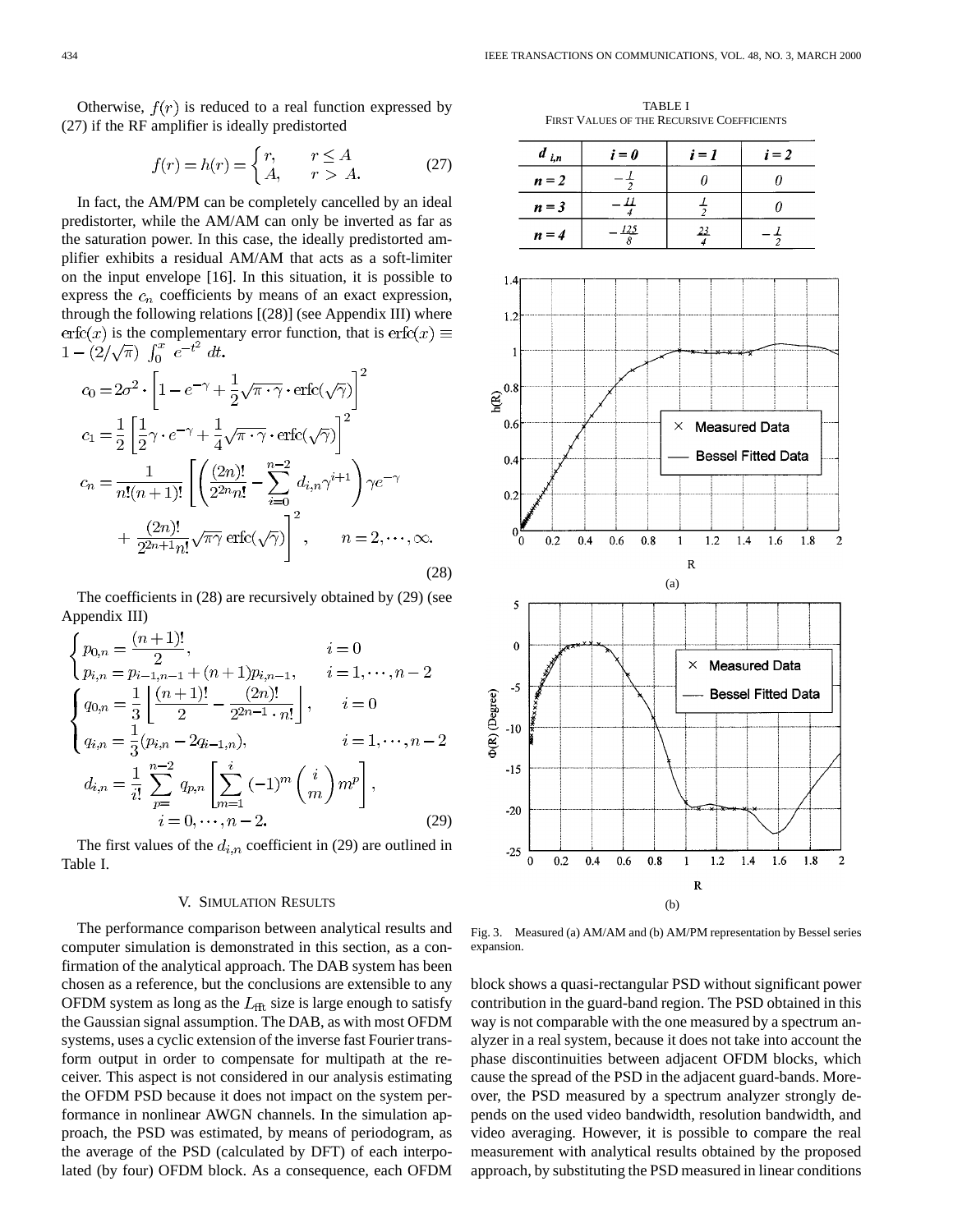Otherwise, $f(r)$ is reduced to a real function expressed by (27) if the RF amplifier is ideally predistorted

$$f(r) = h(r) = \begin{cases} r, & r \le A \\ A, & r > A. \end{cases} \tag{27}$$

In fact, the AM/PM can be completely cancelled by an ideal predistorter, while the AM/AM can only be inverted as far as the saturation power. In this case, the ideally predistorted amplifier exhibits a residual AM/AM that acts as a soft-limiter on the input envelope [16]. In this situation, it is possible to express the $c_n$ coefficients by means of an exact expression, through the following relations [(28)] (see Appendix III) where $\mathrm{erfc}(x)$ is the complementary error function, that is $\mathrm{erfc}(x) \equiv 1 - (2/\sqrt{\pi}) \int_0^x e^{-t^2}\, dt$.

$$\begin{aligned}
c_0 &= 2\sigma^2 \cdot \left[1 - e^{-\gamma} + \frac{1}{2}\sqrt{\pi \cdot \gamma} \cdot \mathrm{erfc}(\sqrt{\gamma})\right]^2 \\
c_1 &= \frac{1}{2}\left[\frac{1}{2}\gamma \cdot e^{-\gamma} + \frac{1}{4}\sqrt{\pi \cdot \gamma} \cdot \mathrm{erfc}(\sqrt{\gamma})\right]^2 \\
c_n &= \frac{1}{n!(n+1)!}\left[\left(\frac{(2n)!}{2^{2n}n!} - \sum_{i=0}^{n-2} d_{i,n}\gamma^{i+1}\right)\gamma e^{-\gamma} \right. \\
&\quad \left. + \frac{(2n)!}{2^{2n+1}n!}\sqrt{\pi\gamma}\,\mathrm{erfc}(\sqrt{\gamma})\right]^2, \qquad n = 2, \cdots, \infty.
\end{aligned} \tag{28}$$

The coefficients in (28) are recursively obtained by (29) (see Appendix III)

$$\begin{aligned}
&\begin{cases} p_{0,n} = \dfrac{(n+1)!}{2}, & i = 0 \\ p_{i,n} = p_{i-1,n-1} + (n+1)p_{i,n-1}, & i = 1, \cdots, n-2 \end{cases} \\
&\begin{cases} q_{0,n} = \dfrac{1}{3}\left[\dfrac{(n+1)!}{2} - \dfrac{(2n)!}{2^{2n-1} \cdot n!}\right], & i = 0 \\ q_{i,n} = \dfrac{1}{3}(p_{i,n} - 2q_{i-1,n}), & i = 1, \cdots, n-2 \end{cases} \\
&d_{i,n} = \frac{1}{i!}\sum_{p=}^{n-2} q_{p,n}\left[\sum_{m=1}^{i}(-1)^m \binom{i}{m} m^p\right], \\
&\qquad i = 0, \cdots, n-2.
\end{aligned} \tag{29}$$

The first values of the $d_{i,n}$ coefficient in (29) are outlined in Table I.

TABLE I
FIRST VALUES OF THE RECURSIVE COEFFICIENTS

| $d_{i,n}$ | $i=0$ | $i=1$ | $i=2$ |
|---|---|---|---|
| $n=2$ | $-\frac{1}{2}$ | 0 | 0 |
| $n=3$ | $-\frac{11}{4}$ | $\frac{1}{2}$ | 0 |
| $n=4$ | $-\frac{125}{8}$ | $\frac{23}{4}$ | $-\frac{1}{2}$ |

## V. Simulation Results

The performance comparison between analytical results and computer simulation is demonstrated in this section, as a confirmation of the analytical approach. The DAB system has been chosen as a reference, but the conclusions are extensible to any OFDM system as long as the $L_{\rm fft}$ size is large enough to satisfy the Gaussian signal assumption. The DAB, as with most OFDM systems, uses a cyclic extension of the inverse fast Fourier transform output in order to compensate for multipath at the receiver. This aspect is not considered in our analysis estimating the OFDM PSD because it does not impact on the system performance in nonlinear AWGN channels. In the simulation approach, the PSD was estimated, by means of periodogram, as the average of the PSD (calculated by DFT) of each interpolated (by four) OFDM block. As a consequence, each OFDM block shows a quasi-rectangular PSD without significant power contribution in the guard-band region. The PSD obtained in this way is not comparable with the one measured by a spectrum analyzer in a real system, because it does not take into account the phase discontinuities between adjacent OFDM blocks, which cause the spread of the PSD in the adjacent guard-bands. Moreover, the PSD measured by a spectrum analyzer strongly depends on the used video bandwidth, resolution bandwidth, and video averaging. However, it is possible to compare the real measurement with analytical results obtained by the proposed approach, by substituting the PSD measured in linear conditions

Fig. 3. Measured (a) AM/AM and (b) AM/PM representation by Bessel series expansion.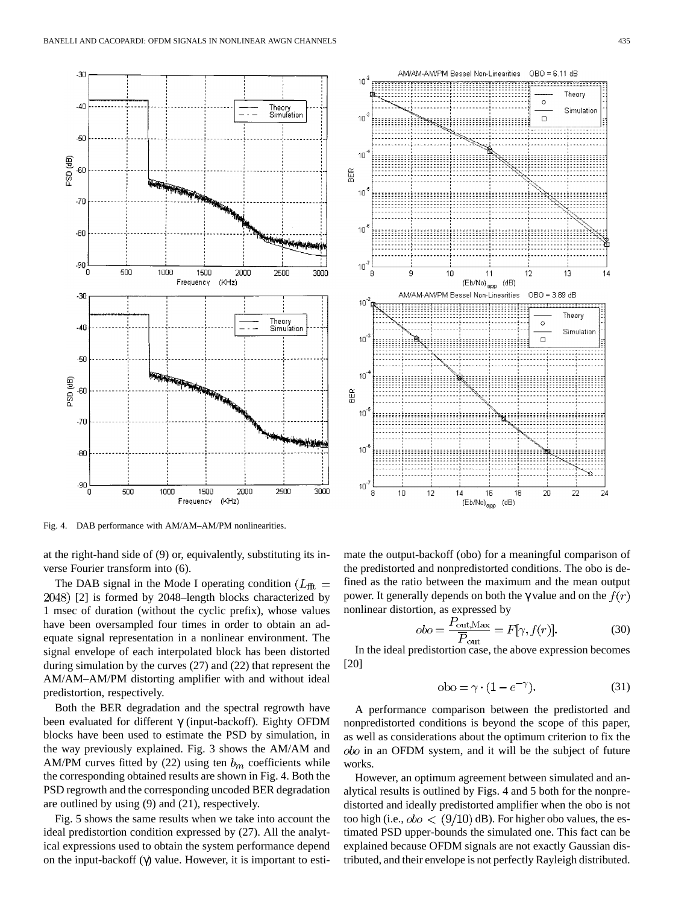Fig. 4. DAB performance with AM/AM–AM/PM nonlinearities.

at the right-hand side of (9) or, equivalently, substituting its inverse Fourier transform into (6).

The DAB signal in the Mode I operating condition ($L_{\rm fft} = 2048$) [2] is formed by 2048–length blocks characterized by 1 msec of duration (without the cyclic prefix), whose values have been oversampled four times in order to obtain an adequate signal representation in a nonlinear environment. The signal envelope of each interpolated block has been distorted during simulation by the curves (27) and (22) that represent the AM/AM–AM/PM distorting amplifier with and without ideal predistortion, respectively.

Both the BER degradation and the spectral regrowth have been evaluated for different $\gamma$ (input-backoff). Eighty OFDM blocks have been used to estimate the PSD by simulation, in the way previously explained. Fig. 3 shows the AM/AM and AM/PM curves fitted by (22) using ten $b_m$ coefficients while the corresponding obtained results are shown in Fig. 4. Both the PSD regrowth and the corresponding uncoded BER degradation are outlined by using (9) and (21), respectively.

Fig. 5 shows the same results when we take into account the ideal predistortion condition expressed by (27). All the analytical expressions used to obtain the system performance depend on the input-backoff ($\gamma$) value. However, it is important to estimate the output-backoff (obo) for a meaningful comparison of the predistorted and nonpredistorted conditions. The obo is defined as the ratio between the maximum and the mean output power. It generally depends on both the $\gamma$ value and on the $f(r)$ nonlinear distortion, as expressed by

$$obo = \frac{P_{\rm out,Max}}{\overline{P}_{\rm out}} = F[\gamma, f(r)]. \tag{30}$$

In the ideal predistortion case, the above expression becomes [20]

$$\text{obo} = \gamma \cdot (1 - e^{-\gamma}). \tag{31}$$

A performance comparison between the predistorted and nonpredistorted conditions is beyond the scope of this paper, as well as considerations about the optimum criterion to fix the $obo$ in an OFDM system, and it will be the subject of future works.

However, an optimum agreement between simulated and analytical results is outlined by Figs. 4 and 5 both for the nonpredistorted and ideally predistorted amplifier when the obo is not too high (i.e., $obo < (9/10)$ dB). For higher obo values, the estimated PSD upper-bounds the simulated one. This fact can be explained because OFDM signals are not exactly Gaussian distributed, and their envelope is not perfectly Rayleigh distributed.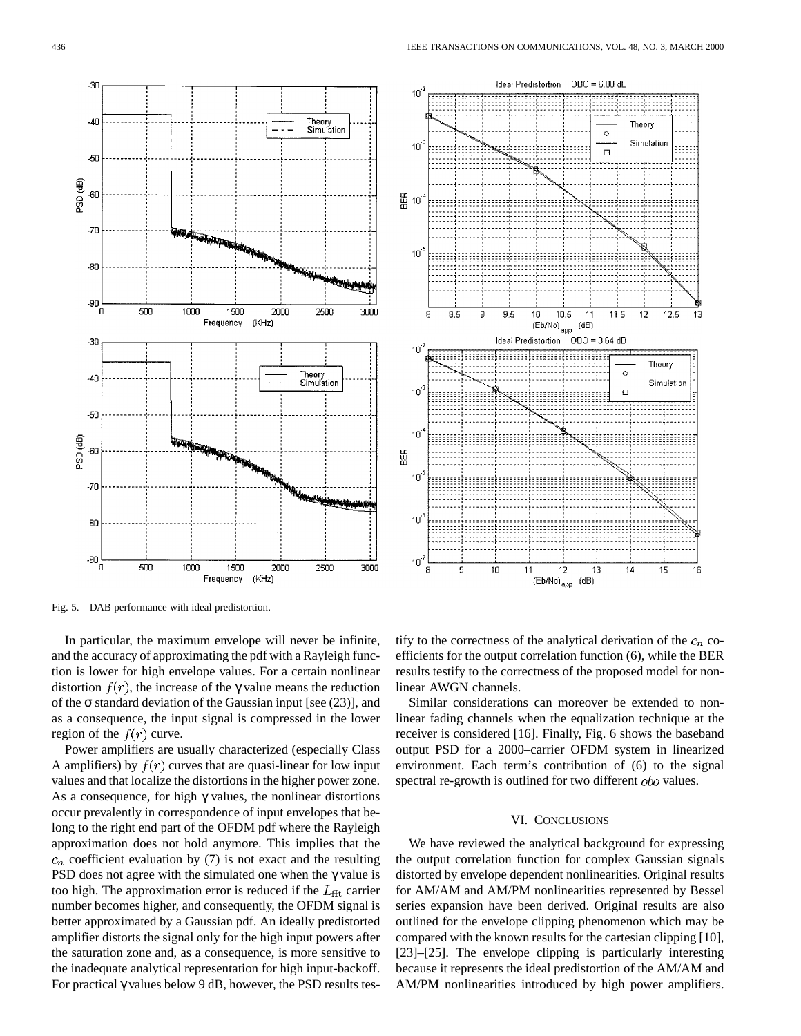Fig. 5. DAB performance with ideal predistortion.

In particular, the maximum envelope will never be infinite, and the accuracy of approximating the pdf with a Rayleigh function is lower for high envelope values. For a certain nonlinear distortion $f(r)$, the increase of the $\gamma$ value means the reduction of the $\sigma$ standard deviation of the Gaussian input [see (23)], and as a consequence, the input signal is compressed in the lower region of the $f(r)$ curve.

Power amplifiers are usually characterized (especially Class A amplifiers) by $f(r)$ curves that are quasi-linear for low input values and that localize the distortions in the higher power zone. As a consequence, for high $\gamma$ values, the nonlinear distortions occur prevalently in correspondence of input envelopes that belong to the right end part of the OFDM pdf where the Rayleigh approximation does not hold anymore. This implies that the $c_n$ coefficient evaluation by (7) is not exact and the resulting PSD does not agree with the simulated one when the $\gamma$ value is too high. The approximation error is reduced if the $L_{\rm fft}$ carrier number becomes higher, and consequently, the OFDM signal is better approximated by a Gaussian pdf. An ideally predistorted amplifier distorts the signal only for the high input powers after the saturation zone and, as a consequence, is more sensitive to the inadequate analytical representation for high input-backoff. For practical $\gamma$ values below 9 dB, however, the PSD results testify to the correctness of the analytical derivation of the $c_n$ coefficients for the output correlation function (6), while the BER results testify to the correctness of the proposed model for nonlinear AWGN channels.

Similar considerations can moreover be extended to nonlinear fading channels when the equalization technique at the receiver is considered [16]. Finally, Fig. 6 shows the baseband output PSD for a 2000–carrier OFDM system in linearized environment. Each term's contribution of (6) to the signal spectral re-growth is outlined for two different $obo$ values.

## VI. Conclusions

We have reviewed the analytical background for expressing the output correlation function for complex Gaussian signals distorted by envelope dependent nonlinearities. Original results for AM/AM and AM/PM nonlinearities represented by Bessel series expansion have been derived. Original results are also outlined for the envelope clipping phenomenon which may be compared with the known results for the cartesian clipping [10], [23]–[25]. The envelope clipping is particularly interesting because it represents the ideal predistortion of the AM/AM and AM/PM nonlinearities introduced by high power amplifiers.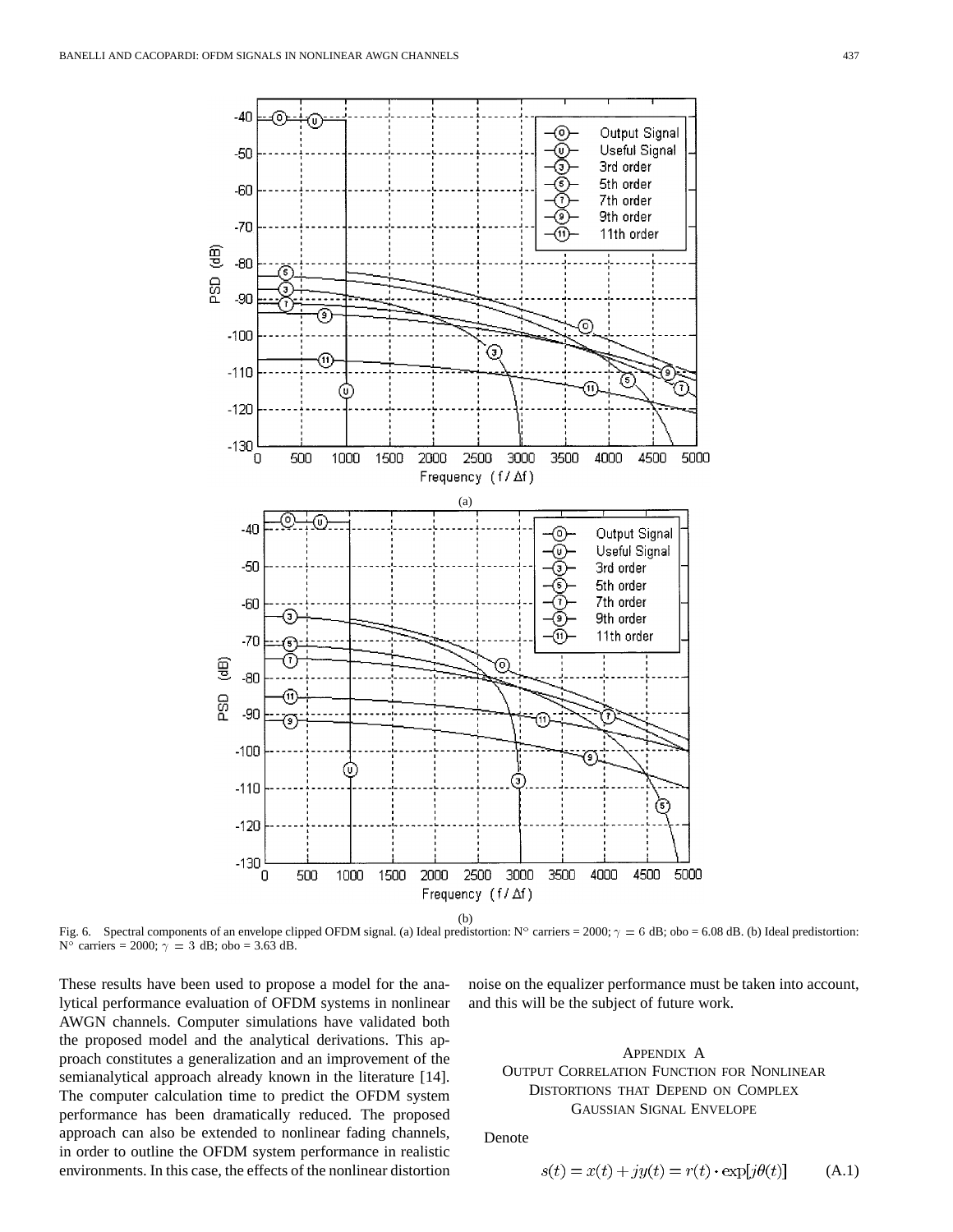Fig. 6. Spectral components of an envelope clipped OFDM signal. (a) Ideal predistortion: N° carriers = 2000; $\gamma = 6$ dB; obo = 6.08 dB. (b) Ideal predistortion: N° carriers = 2000; $\gamma = 3$ dB; obo = 3.63 dB.

These results have been used to propose a model for the analytical performance evaluation of OFDM systems in nonlinear AWGN channels. Computer simulations have validated both the proposed model and the analytical derivations. This approach constitutes a generalization and an improvement of the semianalytical approach already known in the literature [14]. The computer calculation time to predict the OFDM system performance has been dramatically reduced. The proposed approach can also be extended to nonlinear fading channels, in order to outline the OFDM system performance in realistic environments. In this case, the effects of the nonlinear distortion noise on the equalizer performance must be taken into account, and this will be the subject of future work.

## Appendix A
## Output Correlation Function for Nonlinear Distortions that Depend on Complex Gaussian Signal Envelope

Denote

$$s(t) = x(t) + jy(t) = r(t) \cdot \exp[j\theta(t)] \tag{A.1}$$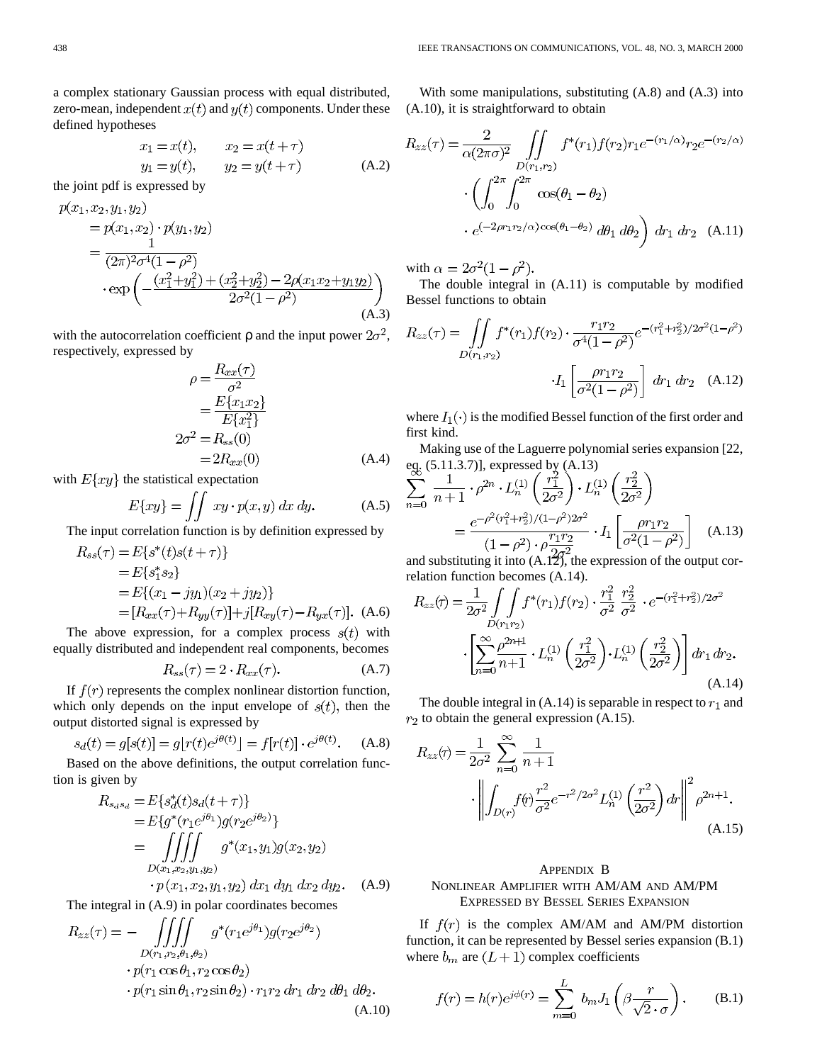a complex stationary Gaussian process with equal distributed, zero-mean, independent $x(t)$ and $y(t)$ components. Under these defined hypotheses

$$
\begin{aligned}
x_1 &= x(t), \qquad x_2 = x(t+\tau) \\
y_1 &= y(t), \qquad y_2 = y(t+\tau)
\end{aligned}
\tag{A.2}
$$

the joint pdf is expressed by

$$
\begin{aligned}
p(x_1, x_2, y_1, y_2) &= p(x_1, x_2) \cdot p(y_1, y_2) \\
&= \frac{1}{(2\pi)^2 \sigma^4 (1-\rho^2)} \\
&\quad \cdot \exp\left( -\frac{(x_1^2+y_1^2)+(x_2^2+y_2^2)-2\rho(x_1x_2+y_1y_2)}{2\sigma^2(1-\rho^2)} \right)
\end{aligned}
\tag{A.3}
$$

with the autocorrelation coefficient $\rho$ and the input power $2\sigma^2$, respectively, expressed by

$$
\begin{aligned}
\rho &= \frac{R_{xx}(\tau)}{\sigma^2} \\
&= \frac{E\{x_1 x_2\}}{E\{x_1^2\}} \\
2\sigma^2 &= R_{ss}(0) \\
&= 2R_{xx}(0)
\end{aligned}
\tag{A.4}
$$

with $E\{xy\}$ the statistical expectation

$$
E\{xy\} = \iint xy \cdot p(x,y)\, dx\, dy. \tag{A.5}
$$

The input correlation function is by definition expressed by

$$
\begin{aligned}
R_{ss}(\tau) &= E\{s^*(t)s(t+\tau)\} \\
&= E\{s_1^* s_2\} \\
&= E\{(x_1 - jy_1)(x_2 + jy_2)\} \\
&= [R_{xx}(\tau) + R_{yy}(\tau)] + j[R_{xy}(\tau) - R_{yx}(\tau)].
\end{aligned}
\tag{A.6}
$$

The above expression, for a complex process $s(t)$ with equally distributed and independent real components, becomes

$$
R_{ss}(\tau) = 2 \cdot R_{xx}(\tau). \tag{A.7}
$$

If $f(r)$ represents the complex nonlinear distortion function, which only depends on the input envelope of $s(t)$, then the output distorted signal is expressed by

$$
s_d(t) = g[s(t)] = g\lfloor r(t)e^{j\theta(t)} \rfloor = f[r(t)] \cdot e^{j\theta(t)}. \tag{A.8}
$$

Based on the above definitions, the output correlation function is given by

$$
\begin{aligned}
R_{s_d s_d} &= E\{s_d^*(t) s_d(t+\tau)\} \\
&= E\{g^*(r_1 e^{j\theta_1}) g(r_2 e^{j\theta_2})\} \\
&= \iiiint_{D(x_1,x_2,y_1,y_2)} g^*(x_1, y_1) g(x_2, y_2) \\
&\quad \cdot p(x_1, x_2, y_1, y_2)\, dx_1\, dy_1\, dx_2\, dy_2.
\end{aligned}
\tag{A.9}
$$

The integral in (A.9) in polar coordinates becomes

$$
\begin{aligned}
R_{zz}(\tau) = - &\iiiint_{D(r_1,r_2,\theta_1,\theta_2)} g^*(r_1 e^{j\theta_1}) g(r_2 e^{j\theta_2}) \\
&\cdot p(r_1\cos\theta_1, r_2\cos\theta_2) \\
&\cdot p(r_1\sin\theta_1, r_2\sin\theta_2) \cdot r_1 r_2\, dr_1\, dr_2\, d\theta_1\, d\theta_2.
\end{aligned}
\tag{A.10}
$$

With some manipulations, substituting (A.8) and (A.3) into (A.10), it is straightforward to obtain

$$
\begin{aligned}
R_{zz}(\tau) = \frac{2}{\alpha(2\pi\sigma)^2} &\iint_{D(r_1,r_2)} f^*(r_1) f(r_2) r_1 e^{-(r_1/\alpha)} r_2 e^{-(r_2/\alpha)} \\
&\cdot \left( \int_0^{2\pi}\int_0^{2\pi} \cos(\theta_1 - \theta_2) \right. \\
&\quad \left. \cdot e^{(-2\rho r_1 r_2/\alpha)\cos(\theta_1-\theta_2)}\, d\theta_1\, d\theta_2 \right) dr_1\, dr_2
\end{aligned}
\tag{A.11}
$$

with $\alpha = 2\sigma^2(1-\rho^2)$.

The double integral in (A.11) is computable by modified Bessel functions to obtain

$$
\begin{aligned}
R_{zz}(\tau) = &\iint_{D(r_1,r_2)} f^*(r_1) f(r_2) \cdot \frac{r_1 r_2}{\sigma^4(1-\rho^2)} e^{-(r_1^2+r_2^2)/2\sigma^2(1-\rho^2)} \\
&\cdot I_1\left[ \frac{\rho r_1 r_2}{\sigma^2(1-\rho^2)} \right] dr_1\, dr_2
\end{aligned}
\tag{A.12}
$$

where $I_1(\cdot)$ is the modified Bessel function of the first order and first kind.

Making use of the Laguerre polynomial series expansion [22, eq. (5.11.3.7)], expressed by (A.13)

$$
\begin{aligned}
\sum_{n=0}^{\infty} &\frac{1}{n+1} \cdot \rho^{2n} \cdot L_n^{(1)}\left(\frac{r_1^2}{2\sigma^2}\right) \cdot L_n^{(1)}\left(\frac{r_2^2}{2\sigma^2}\right) \\
&= \frac{e^{-\rho^2(r_1^2+r_2^2)/(1-\rho^2)2\sigma^2}}{(1-\rho^2)\cdot\rho\dfrac{r_1 r_2}{2\sigma^2}} \cdot I_1\left[\frac{\rho r_1 r_2}{\sigma^2(1-\rho^2)}\right]
\end{aligned}
\tag{A.13}
$$

and substituting it into (A.12), the expression of the output correlation function becomes (A.14).

$$
\begin{aligned}
R_{zz}(\tau) = \frac{1}{2\sigma^2} &\iint_{D(r_1 r_2)} f^*(r_1) f(r_2) \cdot \frac{r_1^2}{\sigma^2}\, \frac{r_2^2}{\sigma^2} \cdot e^{-(r_1^2+r_2^2)/2\sigma^2} \\
&\cdot \left[ \sum_{n=0}^{\infty} \frac{\rho^{2n+1}}{n+1} \cdot L_n^{(1)}\left(\frac{r_1^2}{2\sigma^2}\right) \cdot L_n^{(1)}\left(\frac{r_2^2}{2\sigma^2}\right) \right] dr_1\, dr_2.
\end{aligned}
\tag{A.14}
$$

The double integral in (A.14) is separable in respect to $r_1$ and $r_2$ to obtain the general expression (A.15).

$$
\begin{aligned}
R_{zz}(\tau) = \frac{1}{2\sigma^2} &\sum_{n=0}^{\infty} \frac{1}{n+1} \\
&\cdot \left\| \int_{D(r)} f(r) \frac{r^2}{\sigma^2} e^{-r^2/2\sigma^2} L_n^{(1)}\left(\frac{r^2}{2\sigma^2}\right) dr \right\|^2 \rho^{2n+1}.
\end{aligned}
\tag{A.15}
$$

## Appendix B
## Nonlinear Amplifier with AM/AM and AM/PM Expressed by Bessel Series Expansion

If $f(r)$ is the complex AM/AM and AM/PM distortion function, it can be represented by Bessel series expansion (B.1) where $b_m$ are $(L+1)$ complex coefficients

$$
f(r) = h(r) e^{j\phi(r)} = \sum_{m=0}^{L} b_m J_1\left(\beta \frac{r}{\sqrt{2}\cdot\sigma}\right). \tag{B.1}
$$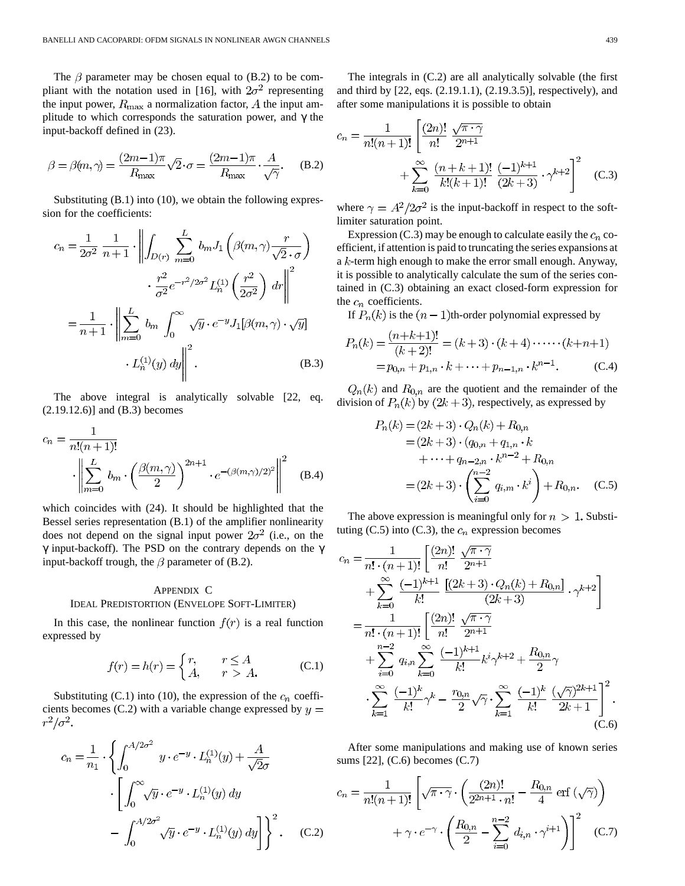The $\beta$ parameter may be chosen equal to (B.2) to be compliant with the notation used in [16], with $2\sigma^2$ representing the input power, $R_{\max}$ a normalization factor, $A$ the input amplitude to which corresponds the saturation power, and $\gamma$ the input-backoff defined in (23).

$$\beta = \beta(m,\gamma) = \frac{(2m-1)\pi}{R_{\max}}\sqrt{2}\cdot\sigma = \frac{(2m-1)\pi}{R_{\max}}\cdot\frac{A}{\sqrt{\gamma}}. \quad \text{(B.2)}$$

Substituting (B.1) into (10), we obtain the following expression for the coefficients:

$$\begin{aligned} c_n &= \frac{1}{2\sigma^2}\,\frac{1}{n+1}\cdot\left\|\int_{D(r)}\sum_{m=0}^{L} b_m J_1\left(\beta(m,\gamma)\frac{r}{\sqrt{2}\cdot\sigma}\right)\right. \\ &\qquad \left.\cdot\,\frac{r^2}{\sigma^2}e^{-r^2/2\sigma^2}L_n^{(1)}\left(\frac{r^2}{2\sigma^2}\right)dr\right\|^2 \\ &= \frac{1}{n+1}\cdot\left\|\sum_{m=0}^{L} b_m\int_0^\infty \sqrt{y}\cdot e^{-y}J_1[\beta(m,\gamma)\cdot\sqrt{y}]\right. \\ &\qquad \left.\cdot\,L_n^{(1)}(y)\,dy\right\|^2. \end{aligned} \quad \text{(B.3)}$$

The above integral is analytically solvable [22, eq. (2.19.12.6)] and (B.3) becomes

$$c_n = \frac{1}{n!(n+1)!}\cdot\left\|\sum_{m=0}^{L} b_m\cdot\left(\frac{\beta(m,\gamma)}{2}\right)^{2n+1}\cdot e^{-(\beta(m,\gamma)/2)^2}\right\|^2 \quad \text{(B.4)}$$

which coincides with (24). It should be highlighted that the Bessel series representation (B.1) of the amplifier nonlinearity does not depend on the signal input power $2\sigma^2$ (i.e., on the $\gamma$ input-backoff). The PSD on the contrary depends on the $\gamma$ input-backoff trough, the $\beta$ parameter of (B.2).

## Appendix C
## Ideal Predistortion (Envelope Soft-Limiter)

In this case, the nonlinear function $f(r)$ is a real function expressed by

$$f(r) = h(r) = \begin{cases} r, & r \le A \\ A, & r > A. \end{cases} \quad \text{(C.1)}$$

Substituting (C.1) into (10), the expression of the $c_n$ coefficients becomes (C.2) with a variable change expressed by $y = r^2/\sigma^2$.

$$\begin{aligned} c_n = \frac{1}{n_1}\cdot\Bigg\{&\int_0^{A/2\sigma^2} y\cdot e^{-y}\cdot L_n^{(1)}(y) + \frac{A}{\sqrt{2}\sigma} \\ &\cdot\left[\int_0^\infty \sqrt{y}\cdot e^{-y}\cdot L_n^{(1)}(y)\,dy\right. \\ &\left. - \int_0^{A/2\sigma^2}\sqrt{y}\cdot e^{-y}\cdot L_n^{(1)}(y)\,dy\right]\Bigg\}^2. \end{aligned} \quad \text{(C.2)}$$

The integrals in (C.2) are all analytically solvable (the first and third by [22, eqs. (2.19.1.1), (2.19.3.5)], respectively), and after some manipulations it is possible to obtain

$$\begin{aligned} c_n = \frac{1}{n!(n+1)!}\Bigg[&\frac{(2n)!}{n!}\,\frac{\sqrt{\pi\cdot\gamma}}{2^{n+1}} \\ &+ \sum_{k=0}^{\infty}\frac{(n+k+1)!}{k!(k+1)!}\,\frac{(-1)^{k+1}}{(2k+3)}\cdot\gamma^{k+2}\Bigg]^2 \end{aligned} \quad \text{(C.3)}$$

where $\gamma = A^2/2\sigma^2$ is the input-backoff in respect to the soft-limiter saturation point.

Expression (C.3) may be enough to calculate easily the $c_n$ coefficient, if attention is paid to truncating the series expansions at a $k$-term high enough to make the error small enough. Anyway, it is possible to analytically calculate the sum of the series contained in (C.3) obtaining an exact closed-form expression for the $c_n$ coefficients.

If $P_n(k)$ is the $(n-1)$th-order polynomial expressed by

$$\begin{aligned} P_n(k) &= \frac{(n+k+1)!}{(k+2)!} = (k+3)\cdot(k+4)\cdots\cdots(k+n+1) \\ &= p_{0,n} + p_{1,n}\cdot k + \cdots + p_{n-1,n}\cdot k^{n-1}. \end{aligned} \quad \text{(C.4)}$$

$Q_n(k)$ and $R_{0,n}$ are the quotient and the remainder of the division of $P_n(k)$ by $(2k+3)$, respectively, as expressed by

$$\begin{aligned} P_n(k) &= (2k+3)\cdot Q_n(k) + R_{0,n} \\ &= (2k+3)\cdot(q_{0,n} + q_{1,n}\cdot k \\ &\qquad + \cdots + q_{n-2,n}\cdot k^{n-2} + R_{0,n} \\ &= (2k+3)\cdot\left(\sum_{i=0}^{n-2} q_{i,m}\cdot k^i\right) + R_{0,n}. \end{aligned} \quad \text{(C.5)}$$

The above expression is meaningful only for $n > 1$. Substituting (C.5) into (C.3), the $c_n$ expression becomes

$$\begin{aligned} c_n &= \frac{1}{n!\cdot(n+1)!}\Bigg[\frac{(2n)!}{n!}\,\frac{\sqrt{\pi\cdot\gamma}}{2^{n+1}} \\ &\quad + \sum_{k=0}^{\infty}\frac{(-1)^{k+1}}{k!}\,\frac{[(2k+3)\cdot Q_n(k) + R_{0,n}]}{(2k+3)}\cdot\gamma^{k+2}\Bigg] \\ &= \frac{1}{n!\cdot(n+1)!}\Bigg[\frac{(2n)!}{n!}\,\frac{\sqrt{\pi\cdot\gamma}}{2^{n+1}} \\ &\quad + \sum_{i=0}^{n-2} q_{i,n}\sum_{k=0}^{\infty}\frac{(-1)^{k+1}}{k!}k^i\gamma^{k+2} + \frac{R_{0,n}}{2}\gamma \\ &\quad \cdot\sum_{k=1}^{\infty}\frac{(-1)^k}{k!}\gamma^k - \frac{r_{0,n}}{2}\sqrt{\gamma}\cdot\sum_{k=1}^{\infty}\frac{(-1)^k}{k!}\,\frac{(\sqrt{\gamma})^{2k+1}}{2k+1}\Bigg]^2. \end{aligned} \quad \text{(C.6)}$$

After some manipulations and making use of known series sums [22], (C.6) becomes (C.7)

$$\begin{aligned} c_n = \frac{1}{n!(n+1)!}\Bigg[&\sqrt{\pi\cdot\gamma}\cdot\left(\frac{(2n)!}{2^{2n+1}\cdot n!} - \frac{R_{0,n}}{4}\,\mathrm{erf}\,(\sqrt{\gamma})\right) \\ &+ \gamma\cdot e^{-\gamma}\cdot\left(\frac{R_{0,n}}{2} - \sum_{i=0}^{n-2} d_{i,n}\cdot\gamma^{i+1}\right)\Bigg]^2 \end{aligned} \quad \text{(C.7)}$$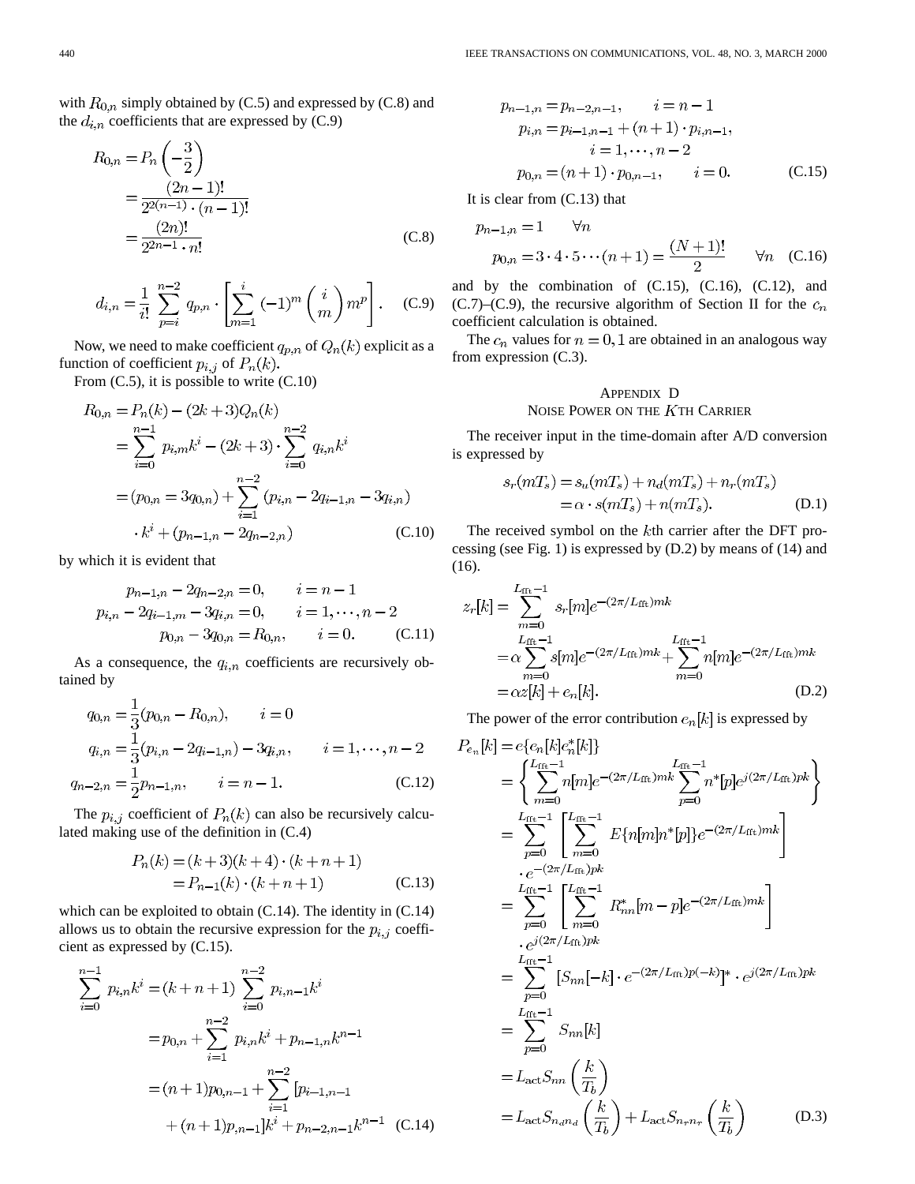with $R_{0,n}$ simply obtained by (C.5) and expressed by (C.8) and the $d_{i,n}$ coefficients that are expressed by (C.9)

$$
\begin{aligned}
R_{0,n} &= P_n\left(-\frac{3}{2}\right) \\
&= \frac{(2n-1)!}{2^{2(n-1)}\cdot(n-1)!} \\
&= \frac{(2n)!}{2^{2n-1}\cdot n!}
\end{aligned}
\tag{C.8}
$$

$$
d_{i,n} = \frac{1}{i!}\sum_{p=i}^{n-2} q_{p,n}\cdot\left[\sum_{m=1}^{i}(-1)^m\binom{i}{m}m^p\right]. \tag{C.9}
$$

Now, we need to make coefficient $q_{p,n}$ of $Q_n(k)$ explicit as a function of coefficient $p_{i,j}$ of $P_n(k)$.

From (C.5), it is possible to write (C.10)

$$
\begin{aligned}
R_{0,n} &= P_n(k) - (2k+3)Q_n(k) \\
&= \sum_{i=0}^{n-1} p_{i,m}k^i - (2k+3)\cdot\sum_{i=0}^{n-2} q_{i,n}k^i \\
&= (p_{0,n} = 3q_{0,n}) + \sum_{i=1}^{n-2}(p_{i,n} - 2q_{i-1,n} - 3q_{i,n}) \\
&\quad \cdot k^i + (p_{n-1,n} - 2q_{n-2,n})
\end{aligned}
\tag{C.10}
$$

by which it is evident that

$$
\begin{aligned}
p_{n-1,n} - 2q_{n-2,n} &= 0, \qquad i = n-1 \\
p_{i,n} - 2q_{i-1,m} - 3q_{i,n} &= 0, \qquad i = 1,\cdots,n-2 \\
p_{0,n} - 3q_{0,n} &= R_{0,n}, \qquad i = 0.
\end{aligned}
\tag{C.11}
$$

As a consequence, the $q_{i,n}$ coefficients are recursively obtained by

$$
\begin{aligned}
q_{0,n} &= \frac{1}{3}(p_{0,n} - R_{0,n}), \qquad i = 0 \\
q_{i,n} &= \frac{1}{3}(p_{i,n} - 2q_{i-1,n}) - 3q_{i,n}, \qquad i = 1,\cdots,n-2 \\
q_{n-2,n} &= \frac{1}{2}p_{n-1,n}, \qquad i = n-1.
\end{aligned}
\tag{C.12}
$$

The $p_{i,j}$ coefficient of $P_n(k)$ can also be recursively calculated making use of the definition in (C.4)

$$
\begin{aligned}
P_n(k) &= (k+3)(k+4)\cdot(k+n+1) \\
&= P_{n-1}(k)\cdot(k+n+1)
\end{aligned}
\tag{C.13}
$$

which can be exploited to obtain (C.14). The identity in (C.14) allows us to obtain the recursive expression for the $p_{i,j}$ coefficient as expressed by (C.15).

$$
\begin{aligned}
\sum_{i=0}^{n-1} p_{i,n}k^i &= (k+n+1)\sum_{i=0}^{n-2} p_{i,n-1}k^i \\
&= p_{0,n} + \sum_{i=1}^{n-2} p_{i,n}k^i + p_{n-1,n}k^{n-1} \\
&= (n+1)p_{0,n-1} + \sum_{i=1}^{n-2}[p_{i-1,n-1} \\
&\quad + (n+1)p_{i,n-1}]k^i + p_{n-2,n-1}k^{n-1}
\end{aligned}
\tag{C.14}
$$

$$
\begin{aligned}
p_{n-1,n} &= p_{n-2,n-1}, \qquad i = n-1 \\
p_{i,n} &= p_{i-1,n-1} + (n+1)\cdot p_{i,n-1}, \\
&\qquad i = 1,\cdots,n-2 \\
p_{0,n} &= (n+1)\cdot p_{0,n-1}, \qquad i = 0.
\end{aligned}
\tag{C.15}
$$

It is clear from (C.13) that

$$
\begin{aligned}
p_{n-1,n} &= 1 \qquad \forall n \\
p_{0,n} &= 3\cdot 4\cdot 5\cdots(n+1) = \frac{(N+1)!}{2} \qquad \forall n
\end{aligned}
\tag{C.16}
$$

and by the combination of (C.15), (C.16), (C.12), and (C.7)–(C.9), the recursive algorithm of Section II for the $c_n$ coefficient calculation is obtained.

The $c_n$ values for $n = 0, 1$ are obtained in an analogous way from expression (C.3).

## Appendix D
## Noise Power on the $K$th Carrier

The receiver input in the time-domain after A/D conversion is expressed by

$$
\begin{aligned}
s_r(mT_s) &= s_u(mT_s) + n_d(mT_s) + n_r(mT_s) \\
&= \alpha\cdot s(mT_s) + n(mT_s).
\end{aligned}
\tag{D.1}
$$

The received symbol on the $k$th carrier after the DFT processing (see Fig. 1) is expressed by (D.2) by means of (14) and (16).

$$
\begin{aligned}
z_r[k] &= \sum_{m=0}^{L_{\text{fft}}-1} s_r[m]e^{-(2\pi/L_{\text{fft}})mk} \\
&= \alpha\sum_{m=0}^{L_{\text{fft}}-1} s[m]e^{-(2\pi/L_{\text{fft}})mk} + \sum_{m=0}^{L_{\text{fft}}-1} n[m]e^{-(2\pi/L_{\text{fft}})mk} \\
&= \alpha z[k] + e_n[k].
\end{aligned}
\tag{D.2}
$$

The power of the error contribution $e_n[k]$ is expressed by

$$
\begin{aligned}
P_{e_n}[k] &= e\{e_n[k]e_n^*[k]\} \\
&= \left\{\sum_{m=0}^{L_{\text{fft}}-1} n[m]e^{-(2\pi/L_{\text{fft}})mk}\sum_{p=0}^{L_{\text{fft}}-1} n^*[p]e^{j(2\pi/L_{\text{fft}})pk}\right\} \\
&= \sum_{p=0}^{L_{\text{fft}}-1}\left[\sum_{m=0}^{L_{\text{fft}}-1} E\{n[m]n^*[p]\}e^{-(2\pi/L_{\text{fft}})mk}\right] \\
&\quad \cdot e^{-(2\pi/L_{\text{fft}})pk} \\
&= \sum_{p=0}^{L_{\text{fft}}-1}\left[\sum_{m=0}^{L_{\text{fft}}-1} R_{nn}^*[m-p]e^{-(2\pi/L_{\text{fft}})mk}\right] \\
&\quad \cdot e^{j(2\pi/L_{\text{fft}})pk} \\
&= \sum_{p=0}^{L_{\text{fft}}-1}[S_{nn}[-k]\cdot e^{-(2\pi/L_{\text{fft}})p(-k)}]^*\cdot e^{j(2\pi/L_{\text{fft}})pk} \\
&= \sum_{p=0}^{L_{\text{fft}}-1} S_{nn}[k] \\
&= L_{\text{act}}S_{nn}\left(\frac{k}{T_b}\right) \\
&= L_{\text{act}}S_{n_dn_d}\left(\frac{k}{T_b}\right) + L_{\text{act}}S_{n_rn_r}\left(\frac{k}{T_b}\right)
\end{aligned}
\tag{D.3}
$$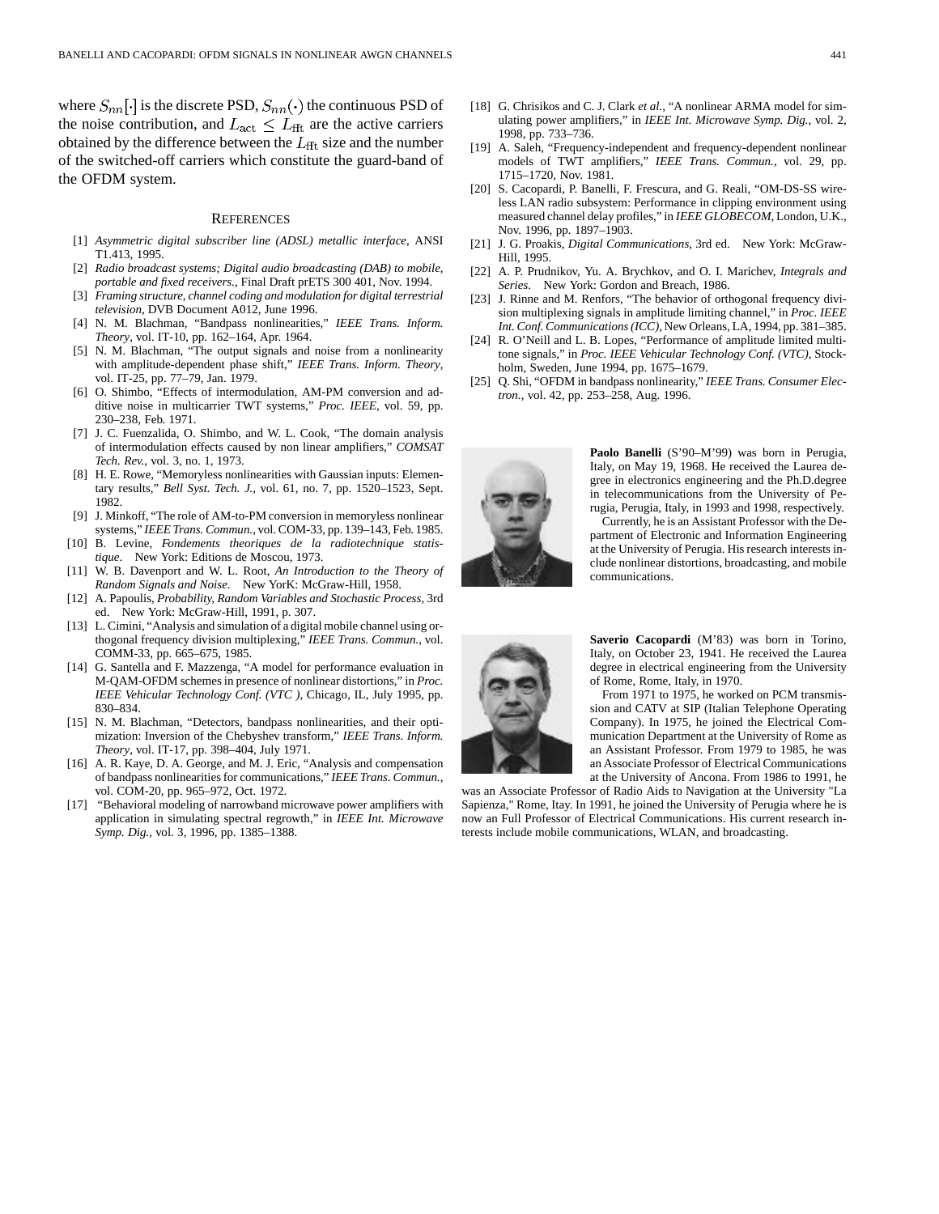where $S_{nn}[\cdot]$ is the discrete PSD, $S_{nn}(\cdot)$ the continuous PSD of the noise contribution, and $L_{\rm act} \leq L_{\rm fft}$ are the active carriers obtained by the difference between the $L_{\rm fft}$ size and the number of the switched-off carriers which constitute the guard-band of the OFDM system.

## References

[1] *Asymmetric digital subscriber line (ADSL) metallic interface*, ANSI T1.413, 1995.

[2] *Radio broadcast systems; Digital audio broadcasting (DAB) to mobile, portable and fixed receivers.*, Final Draft prETS 300 401, Nov. 1994.

[3] *Framing structure, channel coding and modulation for digital terrestrial television*, DVB Document A012, June 1996.

[4] N. M. Blachman, "Bandpass nonlinearities," *IEEE Trans. Inform. Theory*, vol. IT-10, pp. 162–164, Apr. 1964.

[5] N. M. Blachman, "The output signals and noise from a nonlinearity with amplitude-dependent phase shift," *IEEE Trans. Inform. Theory*, vol. IT-25, pp. 77–79, Jan. 1979.

[6] O. Shimbo, "Effects of intermodulation, AM-PM conversion and additive noise in multicarrier TWT systems," *Proc. IEEE*, vol. 59, pp. 230–238, Feb. 1971.

[7] J. C. Fuenzalida, O. Shimbo, and W. L. Cook, "The domain analysis of intermodulation effects caused by non linear amplifiers," *COMSAT Tech. Rev.*, vol. 3, no. 1, 1973.

[8] H. E. Rowe, "Memoryless nonlinearities with Gaussian inputs: Elementary results," *Bell Syst. Tech. J.*, vol. 61, no. 7, pp. 1520–1523, Sept. 1982.

[9] J. Minkoff, "The role of AM-to-PM conversion in memoryless nonlinear systems," *IEEE Trans. Commun.*, vol. COM-33, pp. 139–143, Feb. 1985.

[10] B. Levine, *Fondements theoriques de la radiotechnique statistique*. New York: Editions de Moscou, 1973.

[11] W. B. Davenport and W. L. Root, *An Introduction to the Theory of Random Signals and Noise*. New YorK: McGraw-Hill, 1958.

[12] A. Papoulis, *Probability, Random Variables and Stochastic Process*, 3rd ed. New York: McGraw-Hill, 1991, p. 307.

[13] L. Cimini, "Analysis and simulation of a digital mobile channel using orthogonal frequency division multiplexing," *IEEE Trans. Commun.*, vol. COMM-33, pp. 665–675, 1985.

[14] G. Santella and F. Mazzenga, "A model for performance evaluation in M-QAM-OFDM schemes in presence of nonlinear distortions," in *Proc. IEEE Vehicular Technology Conf. (VTC )*, Chicago, IL, July 1995, pp. 830–834.

[15] N. M. Blachman, "Detectors, bandpass nonlinearities, and their optimization: Inversion of the Chebyshev transform," *IEEE Trans. Inform. Theory*, vol. IT-17, pp. 398–404, July 1971.

[16] A. R. Kaye, D. A. George, and M. J. Eric, "Analysis and compensation of bandpass nonlinearities for communications," *IEEE Trans. Commun.*, vol. COM-20, pp. 965–972, Oct. 1972.

[17] "Behavioral modeling of narrowband microwave power amplifiers with application in simulating spectral regrowth," in *IEEE Int. Microwave Symp. Dig.*, vol. 3, 1996, pp. 1385–1388.

[18] G. Chrisikos and C. J. Clark *et al.*, "A nonlinear ARMA model for simulating power amplifiers," in *IEEE Int. Microwave Symp. Dig.*, vol. 2, 1998, pp. 733–736.

[19] A. Saleh, "Frequency-independent and frequency-dependent nonlinear models of TWT amplifiers," *IEEE Trans. Commun.*, vol. 29, pp. 1715–1720, Nov. 1981.

[20] S. Cacopardi, P. Banelli, F. Frescura, and G. Reali, "OM-DS-SS wireless LAN radio subsystem: Performance in clipping environment using measured channel delay profiles," in *IEEE GLOBECOM*, London, U.K., Nov. 1996, pp. 1897–1903.

[21] J. G. Proakis, *Digital Communications*, 3rd ed. New York: McGraw-Hill, 1995.

[22] A. P. Prudnikov, Yu. A. Brychkov, and O. I. Marichev, *Integrals and Series*. New York: Gordon and Breach, 1986.

[23] J. Rinne and M. Renfors, "The behavior of orthogonal frequency division multiplexing signals in amplitude limiting channel," in *Proc. IEEE Int. Conf. Communications (ICC)*, New Orleans, LA, 1994, pp. 381–385.

[24] R. O'Neill and L. B. Lopes, "Performance of amplitude limited multitone signals," in *Proc. IEEE Vehicular Technology Conf. (VTC)*, Stockholm, Sweden, June 1994, pp. 1675–1679.

[25] Q. Shi, "OFDM in bandpass nonlinearity," *IEEE Trans. Consumer Electron.*, vol. 42, pp. 253–258, Aug. 1996.

**Paolo Banelli** (S'90–M'99) was born in Perugia, Italy, on May 19, 1968. He received the Laurea degree in electronics engineering and the Ph.D.degree in telecommunications from the University of Perugia, Perugia, Italy, in 1993 and 1998, respectively.

Currently, he is an Assistant Professor with the Department of Electronic and Information Engineering at the University of Perugia. His research interests include nonlinear distortions, broadcasting, and mobile communications.

**Saverio Cacopardi** (M'83) was born in Torino, Italy, on October 23, 1941. He received the Laurea degree in electrical engineering from the University of Rome, Rome, Italy, in 1970.

From 1971 to 1975, he worked on PCM transmission and CATV at SIP (Italian Telephone Operating Company). In 1975, he joined the Electrical Communication Department at the University of Rome as an Assistant Professor. From 1979 to 1985, he was an Associate Professor of Electrical Communications at the University of Ancona. From 1986 to 1991, he was an Associate Professor of Radio Aids to Navigation at the University "La Sapienza," Rome, Itay. In 1991, he joined the University of Perugia where he is now an Full Professor of Electrical Communications. His current research interests include mobile communications, WLAN, and broadcasting.